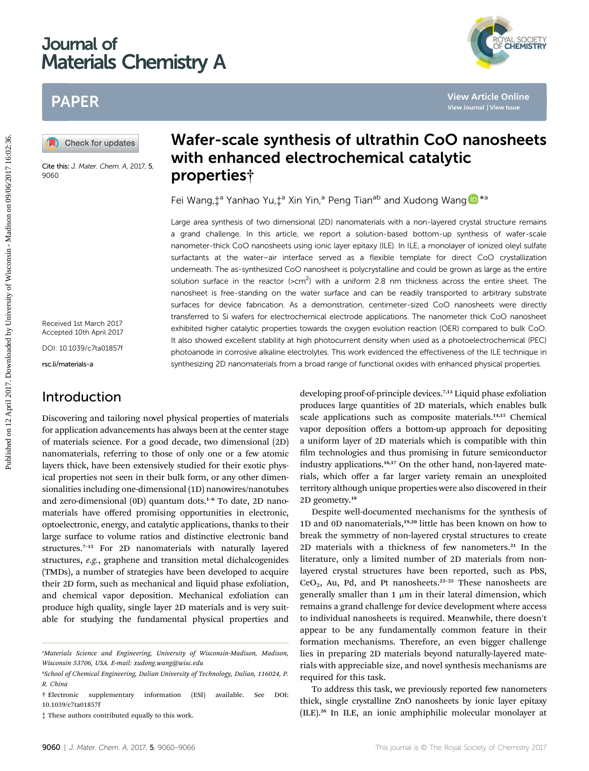# Wafer-scale synthesis of ultrathin CoO nanosheets with enhanced electrochemical catalytic properties†

Fei Wang,‡[a] Yanhao Yu,‡[a] Xin Yin,[a] Peng Tian[ab] and Xudong Wang *[a]

Cite this: *J. Mater. Chem. A*, 2017, **5**, 9060

Received 1st March 2017
Accepted 10th April 2017

DOI: 10.1039/c7ta01857f

rsc.li/materials-a

Large area synthesis of two dimensional (2D) nanomaterials with a non-layered crystal structure remains a grand challenge. In this article, we report a solution-based bottom-up synthesis of wafer-scale nanometer-thick CoO nanosheets using ionic layer epitaxy (ILE). In ILE, a monolayer of ionized oleyl sulfate surfactants at the water–air interface served as a flexible template for direct CoO crystallization underneath. The as-synthesized CoO nanosheet is polycrystalline and could be grown as large as the entire solution surface in the reactor (>cm$^2$) with a uniform 2.8 nm thickness across the entire sheet. The nanosheet is free-standing on the water surface and can be readily transported to arbitrary substrate surfaces for device fabrication. As a demonstration, centimeter-sized CoO nanosheets were directly transferred to Si wafers for electrochemical electrode applications. The nanometer thick CoO nanosheet exhibited higher catalytic properties towards the oxygen evolution reaction (OER) compared to bulk CoO. It also showed excellent stability at high photocurrent density when used as a photoelectrochemical (PEC) photoanode in corrosive alkaline electrolytes. This work evidenced the effectiveness of the ILE technique in synthesizing 2D nanomaterials from a broad range of functional oxides with enhanced physical properties.

## Introduction

Discovering and tailoring novel physical properties of materials for application advancements has always been at the center stage of materials science. For a good decade, two dimensional (2D) nanomaterials, referring to those of only one or a few atomic layers thick, have been extensively studied for their exotic physical properties not seen in their bulk form, or any other dimensionalities including one-dimensional (1D) nanowires/nanotubes and zero-dimensional (0D) quantum dots.[1–6] To date, 2D nanomaterials have offered promising opportunities in electronic, optoelectronic, energy, and catalytic applications, thanks to their large surface to volume ratios and distinctive electronic band structures.[7–12] For 2D nanomaterials with naturally layered structures, *e.g.*, graphene and transition metal dichalcogenides (TMDs), a number of strategies have been developed to acquire their 2D form, such as mechanical and liquid phase exfoliation, and chemical vapor deposition. Mechanical exfoliation can produce high quality, single layer 2D materials and is very suitable for studying the fundamental physical properties and developing proof-of-principle devices.[7,13] Liquid phase exfoliation produces large quantities of 2D materials, which enables bulk scale applications such as composite materials.[14,15] Chemical vapor deposition offers a bottom-up approach for depositing a uniform layer of 2D materials which is compatible with thin film technologies and thus promising in future semiconductor industry applications.[16,17] On the other hand, non-layered materials, which offer a far larger variety remain an unexploited territory although unique properties were also discovered in their 2D geometry.[18]

Despite well-documented mechanisms for the synthesis of 1D and 0D nanomaterials,[19,20] little has been known on how to break the symmetry of non-layered crystal structures to create 2D materials with a thickness of few nanometers.[21] In the literature, only a limited number of 2D materials from non-layered crystal structures have been reported, such as PbS, $CeO_2$, Au, Pd, and Pt nanosheets.[22–25] These nanosheets are generally smaller than 1 μm in their lateral dimension, which remains a grand challenge for device development where access to individual nanosheets is required. Meanwhile, there doesn't appear to be any fundamentally common feature in their formation mechanisms. Therefore, an even bigger challenge lies in preparing 2D materials beyond naturally-layered materials with appreciable size, and novel synthesis mechanisms are required for this task.

To address this task, we previously reported few nanometers thick, single crystalline ZnO nanosheets by ionic layer epitaxy (ILE).[26] In ILE, an ionic amphiphilic molecular monolayer at

[a] Materials Science and Engineering, University of Wisconsin-Madison, Madison, Wisconsin 53706, USA. E-mail: xudong.wang@wisc.edu

[b] School of Chemical Engineering, Dalian University of Technology, Dalian, 116024, P. R. China

† Electronic supplementary information (ESI) available. See DOI: 10.1039/c7ta01857f

‡ These authors contributed equally to this work.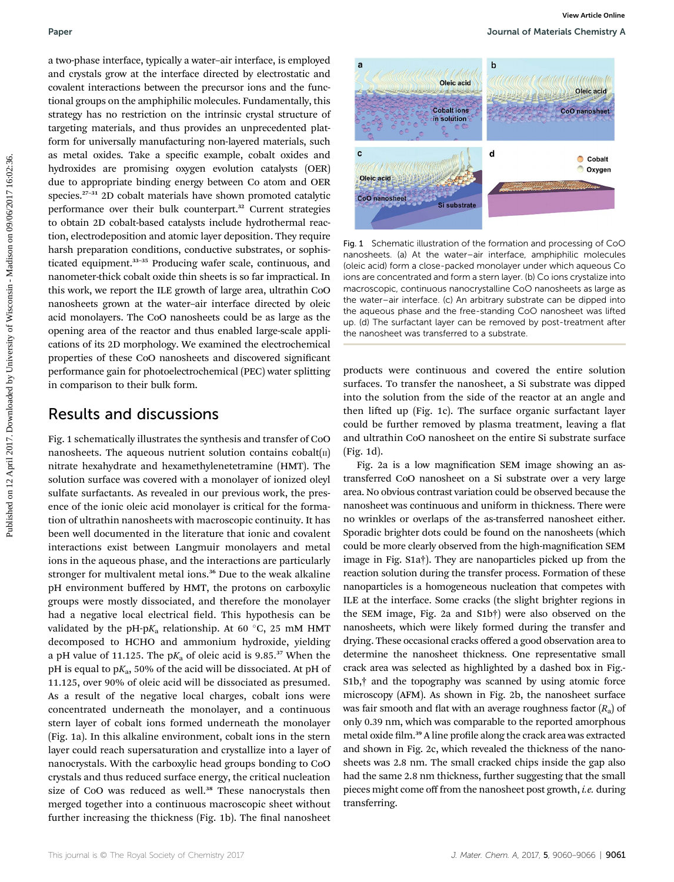a two-phase interface, typically a water–air interface, is employed and crystals grow at the interface directed by electrostatic and covalent interactions between the precursor ions and the functional groups on the amphiphilic molecules. Fundamentally, this strategy has no restriction on the intrinsic crystal structure of targeting materials, and thus provides an unprecedented platform for universally manufacturing non-layered materials, such as metal oxides. Take a specific example, cobalt oxides and hydroxides are promising oxygen evolution catalysts (OER) due to appropriate binding energy between Co atom and OER species.[27–31] 2D cobalt materials have shown promoted catalytic performance over their bulk counterpart.[32] Current strategies to obtain 2D cobalt-based catalysts include hydrothermal reaction, electrodeposition and atomic layer deposition. They require harsh preparation conditions, conductive substrates, or sophisticated equipment.[33–35] Producing wafer scale, continuous, and nanometer-thick cobalt oxide thin sheets is so far impractical. In this work, we report the ILE growth of large area, ultrathin CoO nanosheets grown at the water–air interface directed by oleic acid monolayers. The CoO nanosheets could be as large as the opening area of the reactor and thus enabled large-scale applications of its 2D morphology. We examined the electrochemical properties of these CoO nanosheets and discovered significant performance gain for photoelectrochemical (PEC) water splitting in comparison to their bulk form.

## Results and discussions

Fig. 1 schematically illustrates the synthesis and transfer of CoO nanosheets. The aqueous nutrient solution contains cobalt(II) nitrate hexahydrate and hexamethylenetetramine (HMT). The solution surface was covered with a monolayer of ionized oleyl sulfate surfactants. As revealed in our previous work, the presence of the ionic oleic acid monolayer is critical for the formation of ultrathin nanosheets with macroscopic continuity. It has been well documented in the literature that ionic and covalent interactions exist between Langmuir monolayers and metal ions in the aqueous phase, and the interactions are particularly stronger for multivalent metal ions.[36] Due to the weak alkaline pH environment buffered by HMT, the protons on carboxylic groups were mostly dissociated, and therefore the monolayer had a negative local electrical field. This hypothesis can be validated by the pH-p$K_a$ relationship. At 60 °C, 25 mM HMT decomposed to HCHO and ammonium hydroxide, yielding a pH value of 11.125. The p$K_a$ of oleic acid is 9.85.[37] When the pH is equal to p$K_a$, 50% of the acid will be dissociated. At pH of 11.125, over 90% of oleic acid will be dissociated as presumed. As a result of the negative local charges, cobalt ions were concentrated underneath the monolayer, and a continuous stern layer of cobalt ions formed underneath the monolayer (Fig. 1a). In this alkaline environment, cobalt ions in the stern layer could reach supersaturation and crystallize into a layer of nanocrystals. With the carboxylic head groups bonding to CoO crystals and thus reduced surface energy, the critical nucleation size of CoO was reduced as well.[38] These nanocrystals then merged together into a continuous macroscopic sheet without further increasing the thickness (Fig. 1b). The final nanosheet products were continuous and covered the entire solution surfaces. To transfer the nanosheet, a Si substrate was dipped into the solution from the side of the reactor at an angle and then lifted up (Fig. 1c). The surface organic surfactant layer could be further removed by plasma treatment, leaving a flat and ultrathin CoO nanosheet on the entire Si substrate surface (Fig. 1d).

Fig. 1 Schematic illustration of the formation and processing of CoO nanosheets. (a) At the water–air interface, amphiphilic molecules (oleic acid) form a close-packed monolayer under which aqueous Co ions are concentrated and form a stern layer. (b) Co ions crystalize into macroscopic, continuous nanocrystalline CoO nanosheets as large as the water–air interface. (c) An arbitrary substrate can be dipped into the aqueous phase and the free-standing CoO nanosheet was lifted up. (d) The surfactant layer can be removed by post-treatment after the nanosheet was transferred to a substrate.

Fig. 2a is a low magnification SEM image showing an as-transferred CoO nanosheet on a Si substrate over a very large area. No obvious contrast variation could be observed because the nanosheet was continuous and uniform in thickness. There were no wrinkles or overlaps of the as-transferred nanosheet either. Sporadic brighter dots could be found on the nanosheets (which could be more clearly observed from the high-magnification SEM image in Fig. S1a†). They are nanoparticles picked up from the reaction solution during the transfer process. Formation of these nanoparticles is a homogeneous nucleation that competes with ILE at the interface. Some cracks (the slight brighter regions in the SEM image, Fig. 2a and S1b†) were also observed on the nanosheets, which were likely formed during the transfer and drying. These occasional cracks offered a good observation area to determine the nanosheet thickness. One representative small crack area was selected as highlighted by a dashed box in Fig. S1b,† and the topography was scanned by using atomic force microscopy (AFM). As shown in Fig. 2b, the nanosheet surface was fair smooth and flat with an average roughness factor ($R_a$) of only 0.39 nm, which was comparable to the reported amorphous metal oxide film.[39] A line profile along the crack area was extracted and shown in Fig. 2c, which revealed the thickness of the nanosheets was 2.8 nm. The small cracked chips inside the gap also had the same 2.8 nm thickness, further suggesting that the small pieces might come off from the nanosheet post growth, *i.e.* during transferring.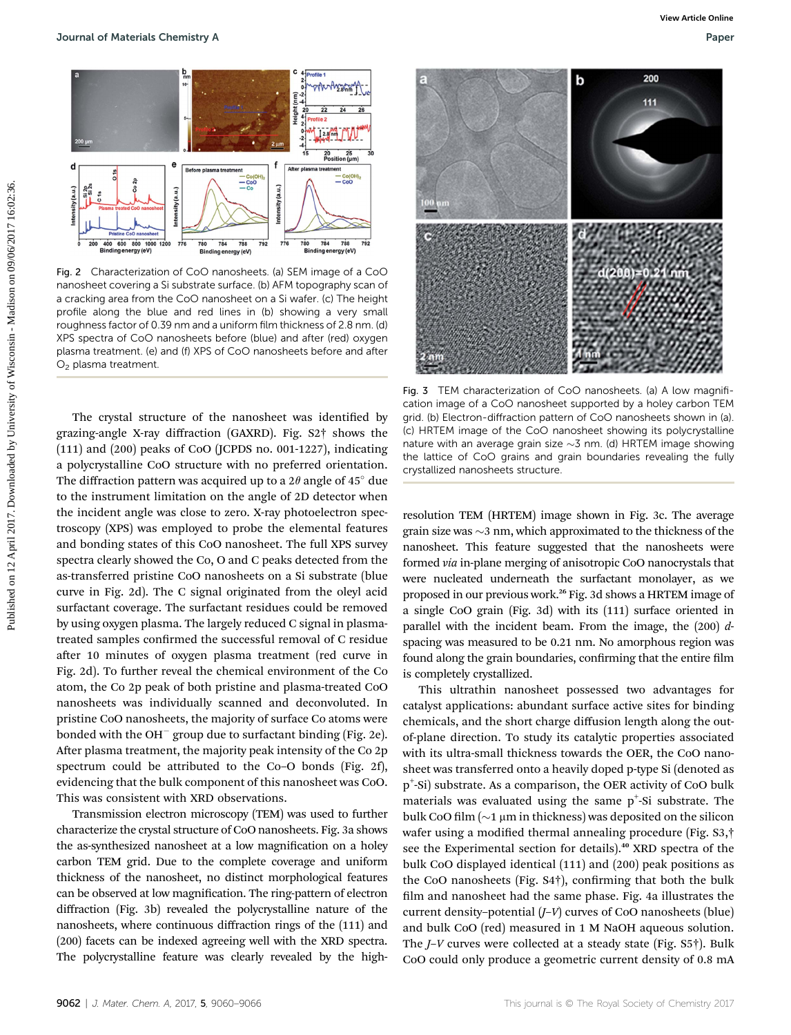Fig. 2 Characterization of CoO nanosheets. (a) SEM image of a CoO nanosheet covering a Si substrate surface. (b) AFM topography scan of a cracking area from the CoO nanosheet on a Si wafer. (c) The height profile along the blue and red lines in (b) showing a very small roughness factor of 0.39 nm and a uniform film thickness of 2.8 nm. (d) XPS spectra of CoO nanosheets before (blue) and after (red) oxygen plasma treatment. (e) and (f) XPS of CoO nanosheets before and after $O_2$ plasma treatment.

The crystal structure of the nanosheet was identified by grazing-angle X-ray diffraction (GAXRD). Fig. S2† shows the (111) and (200) peaks of CoO (JCPDS no. 001-1227), indicating a polycrystalline CoO structure with no preferred orientation. The diffraction pattern was acquired up to a $2\theta$ angle of 45° due to the instrument limitation on the angle of 2D detector when the incident angle was close to zero. X-ray photoelectron spectroscopy (XPS) was employed to probe the elemental features and bonding states of this CoO nanosheet. The full XPS survey spectra clearly showed the Co, O and C peaks detected from the as-transferred pristine CoO nanosheets on a Si substrate (blue curve in Fig. 2d). The C signal originated from the oleyl acid surfactant coverage. The surfactant residues could be removed by using oxygen plasma. The largely reduced C signal in plasma-treated samples confirmed the successful removal of C residue after 10 minutes of oxygen plasma treatment (red curve in Fig. 2d). To further reveal the chemical environment of the Co atom, the Co 2p peak of both pristine and plasma-treated CoO nanosheets was individually scanned and deconvoluted. In pristine CoO nanosheets, the majority of surface Co atoms were bonded with the $OH^-$ group due to surfactant binding (Fig. 2e). After plasma treatment, the majority peak intensity of the Co 2p spectrum could be attributed to the Co–O bonds (Fig. 2f), evidencing that the bulk component of this nanosheet was CoO. This was consistent with XRD observations.

Transmission electron microscopy (TEM) was used to further characterize the crystal structure of CoO nanosheets. Fig. 3a shows the as-synthesized nanosheet at a low magnification on a holey carbon TEM grid. Due to the complete coverage and uniform thickness of the nanosheet, no distinct morphological features can be observed at low magnification. The ring-pattern of electron diffraction (Fig. 3b) revealed the polycrystalline nature of the nanosheets, where continuous diffraction rings of the (111) and (200) facets can be indexed agreeing well with the XRD spectra. The polycrystalline feature was clearly revealed by the high-resolution TEM (HRTEM) image shown in Fig. 3c. The average grain size was ~3 nm, which approximated to the thickness of the nanosheet. This feature suggested that the nanosheets were formed *via* in-plane merging of anisotropic CoO nanocrystals that were nucleated underneath the surfactant monolayer, as we proposed in our previous work.[26] Fig. 3d shows a HRTEM image of a single CoO grain (Fig. 3d) with its (111) surface oriented in parallel with the incident beam. From the image, the (200) *d*-spacing was measured to be 0.21 nm. No amorphous region was found along the grain boundaries, confirming that the entire film is completely crystallized.

Fig. 3 TEM characterization of CoO nanosheets. (a) A low magnification image of a CoO nanosheet supported by a holey carbon TEM grid. (b) Electron-diffraction pattern of CoO nanosheets shown in (a). (c) HRTEM image of the CoO nanosheet showing its polycrystalline nature with an average grain size ~3 nm. (d) HRTEM image showing the lattice of CoO grains and grain boundaries revealing the fully crystallized nanosheets structure.

This ultrathin nanosheet possessed two advantages for catalyst applications: abundant surface active sites for binding chemicals, and the short charge diffusion length along the out-of-plane direction. To study its catalytic properties associated with its ultra-small thickness towards the OER, the CoO nanosheet was transferred onto a heavily doped p-type Si (denoted as $p^+$-Si) substrate. As a comparison, the OER activity of CoO bulk materials was evaluated using the same $p^+$-Si substrate. The bulk CoO film (~1 μm in thickness) was deposited on the silicon wafer using a modified thermal annealing procedure (Fig. S3,† see the Experimental section for details).[40] XRD spectra of the bulk CoO displayed identical (111) and (200) peak positions as the CoO nanosheets (Fig. S4†), confirming that both the bulk film and nanosheet had the same phase. Fig. 4a illustrates the current density–potential (*J–V*) curves of CoO nanosheets (blue) and bulk CoO (red) measured in 1 M NaOH aqueous solution. The *J–V* curves were collected at a steady state (Fig. S5†). Bulk CoO could only produce a geometric current density of 0.8 mA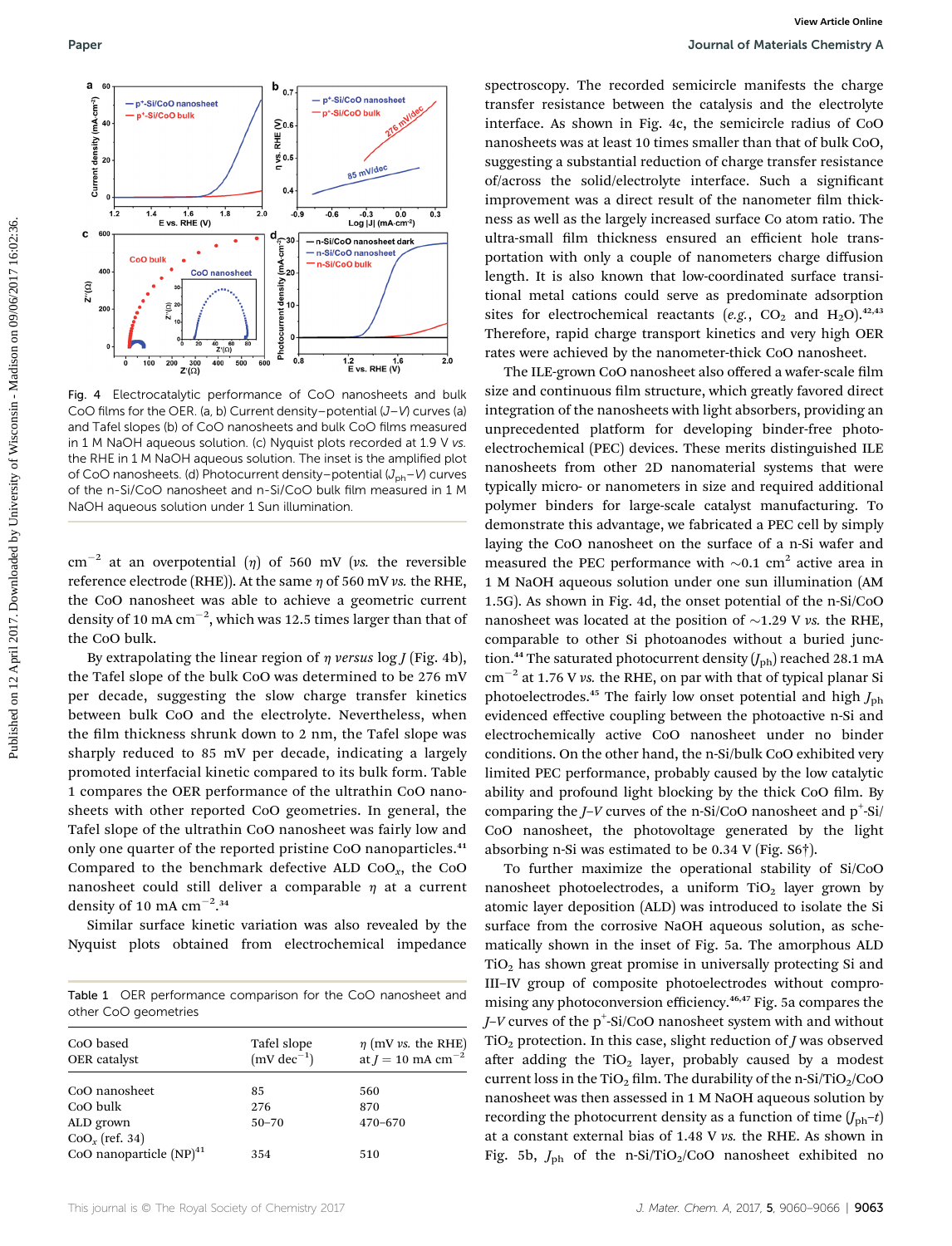Fig. 4 Electrocatalytic performance of CoO nanosheets and bulk CoO films for the OER. (a, b) Current density–potential ($J$–$V$) curves (a) and Tafel slopes (b) of CoO nanosheets and bulk CoO films measured in 1 M NaOH aqueous solution. (c) Nyquist plots recorded at 1.9 V *vs.* the RHE in 1 M NaOH aqueous solution. The inset is the amplified plot of CoO nanosheets. (d) Photocurrent density–potential ($J_{ph}$–$V$) curves of the n-Si/CoO nanosheet and n-Si/CoO bulk film measured in 1 M NaOH aqueous solution under 1 Sun illumination.

$cm^{-2}$ at an overpotential ($\eta$) of 560 mV (*vs.* the reversible reference electrode (RHE)). At the same $\eta$ of 560 mV *vs.* the RHE, the CoO nanosheet was able to achieve a geometric current density of 10 mA $cm^{-2}$, which was 12.5 times larger than that of the CoO bulk.

By extrapolating the linear region of $\eta$ *versus* log $J$ (Fig. 4b), the Tafel slope of the bulk CoO was determined to be 276 mV per decade, suggesting the slow charge transfer kinetics between bulk CoO and the electrolyte. Nevertheless, when the film thickness shrunk down to 2 nm, the Tafel slope was sharply reduced to 85 mV per decade, indicating a largely promoted interfacial kinetic compared to its bulk form. Table 1 compares the OER performance of the ultrathin CoO nanosheets with other reported CoO geometries. In general, the Tafel slope of the ultrathin CoO nanosheet was fairly low and only one quarter of the reported pristine CoO nanoparticles.[41] Compared to the benchmark defective ALD $CoO_x$, the CoO nanosheet could still deliver a comparable $\eta$ at a current density of 10 mA $cm^{-2}$.[34]

Similar surface kinetic variation was also revealed by the Nyquist plots obtained from electrochemical impedance

Table 1 OER performance comparison for the CoO nanosheet and other CoO geometries

| CoO based OER catalyst | Tafel slope (mV $dec^{-1}$) | $\eta$ (mV *vs.* the RHE) at $J$ = 10 mA $cm^{-2}$ |
|---|---|---|
| CoO nanosheet | 85 | 560 |
| CoO bulk | 276 | 870 |
| ALD grown $CoO_x$ (ref. 34) | 50–70 | 470–670 |
| CoO nanoparticle (NP)[41] | 354 | 510 |

spectroscopy. The recorded semicircle manifests the charge transfer resistance between the catalysis and the electrolyte interface. As shown in Fig. 4c, the semicircle radius of CoO nanosheets was at least 10 times smaller than that of bulk CoO, suggesting a substantial reduction of charge transfer resistance of/across the solid/electrolyte interface. Such a significant improvement was a direct result of the nanometer film thickness as well as the largely increased surface Co atom ratio. The ultra-small film thickness ensured an efficient hole transportation with only a couple of nanometers charge diffusion length. It is also known that low-coordinated surface transitional metal cations could serve as predominate adsorption sites for electrochemical reactants (*e.g.*, $CO_2$ and $H_2O$).[42,43] Therefore, rapid charge transport kinetics and very high OER rates were achieved by the nanometer-thick CoO nanosheet.

The ILE-grown CoO nanosheet also offered a wafer-scale film size and continuous film structure, which greatly favored direct integration of the nanosheets with light absorbers, providing an unprecedented platform for developing binder-free photoelectrochemical (PEC) devices. These merits distinguished ILE nanosheets from other 2D nanomaterial systems that were typically micro- or nanometers in size and required additional polymer binders for large-scale catalyst manufacturing. To demonstrate this advantage, we fabricated a PEC cell by simply laying the CoO nanosheet on the surface of a n-Si wafer and measured the PEC performance with ~0.1 $cm^2$ active area in 1 M NaOH aqueous solution under one sun illumination (AM 1.5G). As shown in Fig. 4d, the onset potential of the n-Si/CoO nanosheet was located at the position of ~1.29 V *vs.* the RHE, comparable to other Si photoanodes without a buried junction.[44] The saturated photocurrent density ($J_{ph}$) reached 28.1 mA $cm^{-2}$ at 1.76 V *vs.* the RHE, on par with that of typical planar Si photoelectrodes.[45] The fairly low onset potential and high $J_{ph}$ evidenced effective coupling between the photoactive n-Si and electrochemically active CoO nanosheet under no binder conditions. On the other hand, the n-Si/bulk CoO exhibited very limited PEC performance, probably caused by the low catalytic ability and profound light blocking by the thick CoO film. By comparing the $J$–$V$ curves of the n-Si/CoO nanosheet and $p^+$-Si/CoO nanosheet, the photovoltage generated by the light absorbing n-Si was estimated to be 0.34 V (Fig. S6†).

To further maximize the operational stability of Si/CoO nanosheet photoelectrodes, a uniform $TiO_2$ layer grown by atomic layer deposition (ALD) was introduced to isolate the Si surface from the corrosive NaOH aqueous solution, as schematically shown in the inset of Fig. 5a. The amorphous ALD $TiO_2$ has shown great promise in universally protecting Si and III–IV group of composite photoelectrodes without compromising any photoconversion efficiency.[46,47] Fig. 5a compares the $J$–$V$ curves of the $p^+$-Si/CoO nanosheet system with and without $TiO_2$ protection. In this case, slight reduction of $J$ was observed after adding the $TiO_2$ layer, probably caused by a modest current loss in the $TiO_2$ film. The durability of the n-Si/$TiO_2$/CoO nanosheet was then assessed in 1 M NaOH aqueous solution by recording the photocurrent density as a function of time ($J_{ph}$–$t$) at a constant external bias of 1.48 V *vs.* the RHE. As shown in Fig. 5b, $J_{ph}$ of the n-Si/$TiO_2$/CoO nanosheet exhibited no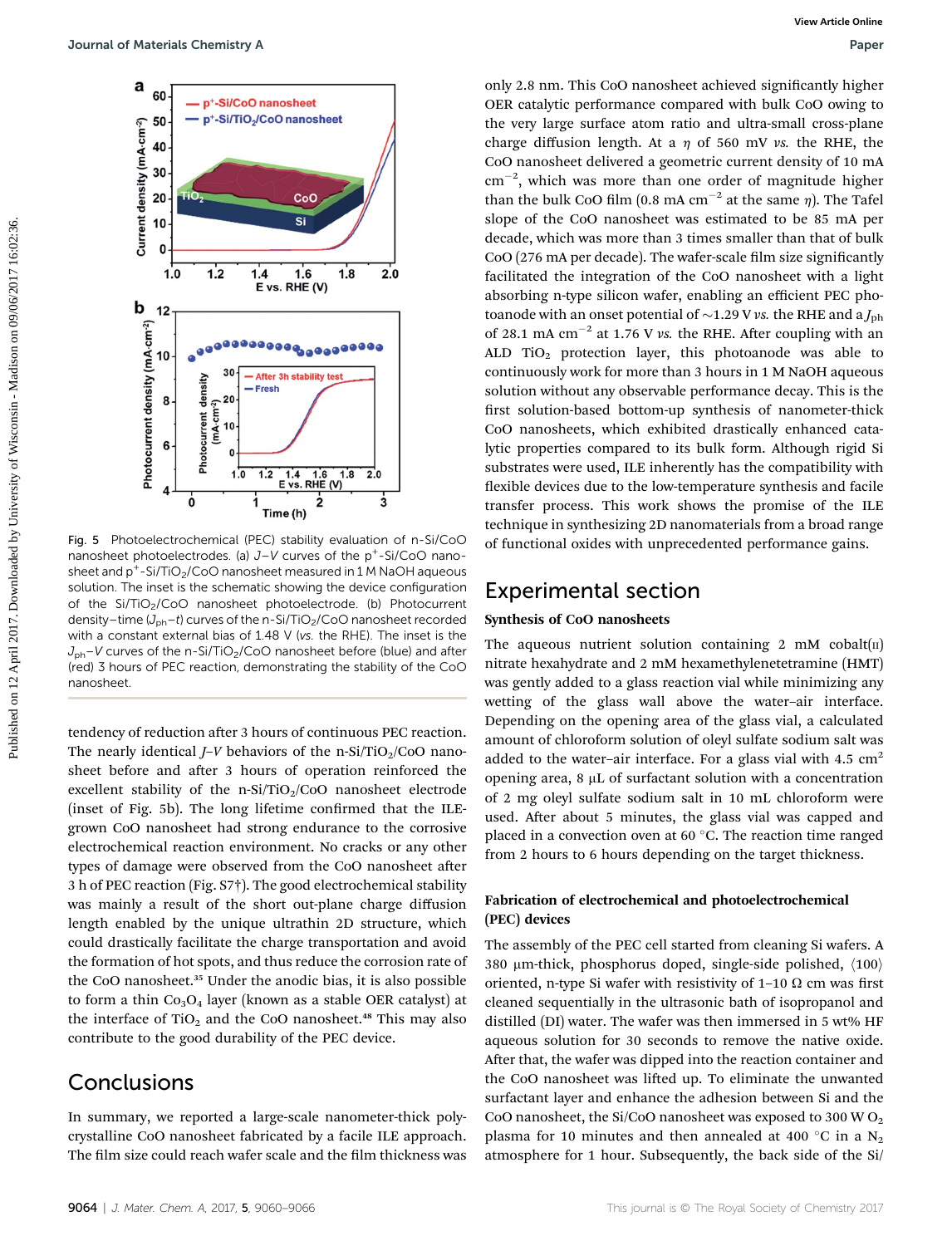Fig. 5 Photoelectrochemical (PEC) stability evaluation of n-Si/CoO nanosheet photoelectrodes. (a) $J$–$V$ curves of the $p^+$-Si/CoO nanosheet and $p^+$-Si/$TiO_2$/CoO nanosheet measured in 1 M NaOH aqueous solution. The inset is the schematic showing the device configuration of the Si/$TiO_2$/CoO nanosheet photoelectrode. (b) Photocurrent density–time ($J_{ph}$–$t$) curves of the n-Si/$TiO_2$/CoO nanosheet recorded with a constant external bias of 1.48 V (*vs.* the RHE). The inset is the $J_{ph}$–$V$ curves of the n-Si/$TiO_2$/CoO nanosheet before (blue) and after (red) 3 hours of PEC reaction, demonstrating the stability of the CoO nanosheet.

tendency of reduction after 3 hours of continuous PEC reaction. The nearly identical $J$–$V$ behaviors of the n-Si/$TiO_2$/CoO nanosheet before and after 3 hours of operation reinforced the excellent stability of the n-Si/$TiO_2$/CoO nanosheet electrode (inset of Fig. 5b). The long lifetime confirmed that the ILE-grown CoO nanosheet had strong endurance to the corrosive electrochemical reaction environment. No cracks or any other types of damage were observed from the CoO nanosheet after 3 h of PEC reaction (Fig. S7†). The good electrochemical stability was mainly a result of the short out-plane charge diffusion length enabled by the unique ultrathin 2D structure, which could drastically facilitate the charge transportation and avoid the formation of hot spots, and thus reduce the corrosion rate of the CoO nanosheet.[35] Under the anodic bias, it is also possible to form a thin $Co_3O_4$ layer (known as a stable OER catalyst) at the interface of $TiO_2$ and the CoO nanosheet.[48] This may also contribute to the good durability of the PEC device.

## Conclusions

In summary, we reported a large-scale nanometer-thick polycrystalline CoO nanosheet fabricated by a facile ILE approach. The film size could reach wafer scale and the film thickness was only 2.8 nm. This CoO nanosheet achieved significantly higher OER catalytic performance compared with bulk CoO owing to the very large surface atom ratio and ultra-small cross-plane charge diffusion length. At a $\eta$ of 560 mV *vs.* the RHE, the CoO nanosheet delivered a geometric current density of 10 mA $cm^{-2}$, which was more than one order of magnitude higher than the bulk CoO film (0.8 mA $cm^{-2}$ at the same $\eta$). The Tafel slope of the CoO nanosheet was estimated to be 85 mA per decade, which was more than 3 times smaller than that of bulk CoO (276 mA per decade). The wafer-scale film size significantly facilitated the integration of the CoO nanosheet with a light absorbing n-type silicon wafer, enabling an efficient PEC photoanode with an onset potential of ~1.29 V *vs.* the RHE and a $J_{ph}$ of 28.1 mA $cm^{-2}$ at 1.76 V *vs.* the RHE. After coupling with an ALD $TiO_2$ protection layer, this photoanode was able to continuously work for more than 3 hours in 1 M NaOH aqueous solution without any observable performance decay. This is the first solution-based bottom-up synthesis of nanometer-thick CoO nanosheets, which exhibited drastically enhanced catalytic properties compared to its bulk form. Although rigid Si substrates were used, ILE inherently has the compatibility with flexible devices due to the low-temperature synthesis and facile transfer process. This work shows the promise of the ILE technique in synthesizing 2D nanomaterials from a broad range of functional oxides with unprecedented performance gains.

## Experimental section

### Synthesis of CoO nanosheets

The aqueous nutrient solution containing 2 mM cobalt(II) nitrate hexahydrate and 2 mM hexamethylenetetramine (HMT) was gently added to a glass reaction vial while minimizing any wetting of the glass wall above the water–air interface. Depending on the opening area of the glass vial, a calculated amount of chloroform solution of oleyl sulfate sodium salt was added to the water–air interface. For a glass vial with 4.5 $cm^2$ opening area, 8 μL of surfactant solution with a concentration of 2 mg oleyl sulfate sodium salt in 10 mL chloroform were used. After about 5 minutes, the glass vial was capped and placed in a convection oven at 60 °C. The reaction time ranged from 2 hours to 6 hours depending on the target thickness.

### Fabrication of electrochemical and photoelectrochemical (PEC) devices

The assembly of the PEC cell started from cleaning Si wafers. A 380 μm-thick, phosphorus doped, single-side polished, ⟨100⟩ oriented, n-type Si wafer with resistivity of 1–10 Ω cm was first cleaned sequentially in the ultrasonic bath of isopropanol and distilled (DI) water. The wafer was then immersed in 5 wt% HF aqueous solution for 30 seconds to remove the native oxide. After that, the wafer was dipped into the reaction container and the CoO nanosheet was lifted up. To eliminate the unwanted surfactant layer and enhance the adhesion between Si and the CoO nanosheet, the Si/CoO nanosheet was exposed to 300 W $O_2$ plasma for 10 minutes and then annealed at 400 °C in a $N_2$ atmosphere for 1 hour. Subsequently, the back side of the Si/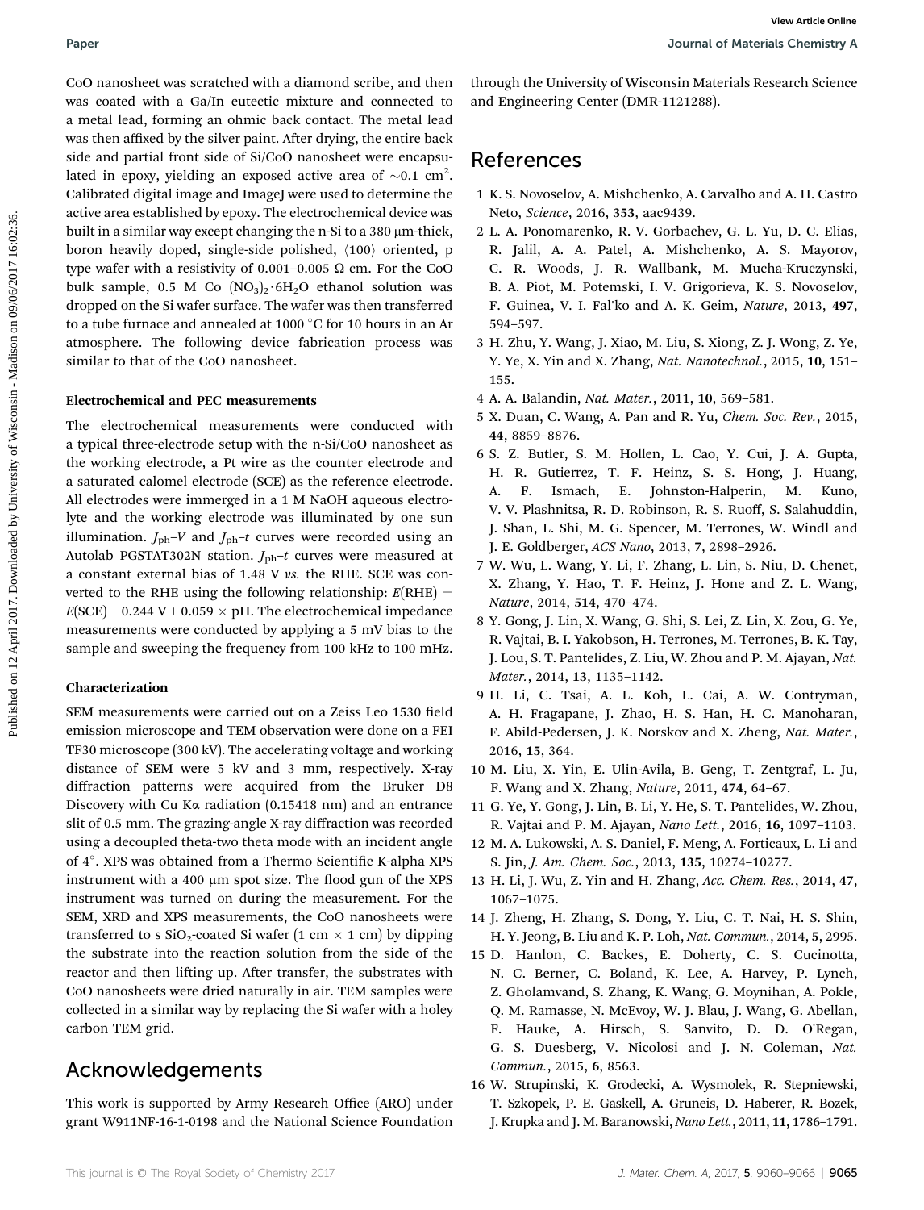CoO nanosheet was scratched with a diamond scribe, and then was coated with a Ga/In eutectic mixture and connected to a metal lead, forming an ohmic back contact. The metal lead was then affixed by the silver paint. After drying, the entire back side and partial front side of Si/CoO nanosheet were encapsulated in epoxy, yielding an exposed active area of $\sim$0.1 cm$^2$. Calibrated digital image and ImageJ were used to determine the active area established by epoxy. The electrochemical device was built in a similar way except changing the n-Si to a 380 μm-thick, boron heavily doped, single-side polished, ⟨100⟩ oriented, p type wafer with a resistivity of 0.001–0.005 Ω cm. For the CoO bulk sample, 0.5 M Co $(NO_3)_2 \cdot 6H_2O$ ethanol solution was dropped on the Si wafer surface. The wafer was then transferred to a tube furnace and annealed at 1000 °C for 10 hours in an Ar atmosphere. The following device fabrication process was similar to that of the CoO nanosheet.

### Electrochemical and PEC measurements

The electrochemical measurements were conducted with a typical three-electrode setup with the n-Si/CoO nanosheet as the working electrode, a Pt wire as the counter electrode and a saturated calomel electrode (SCE) as the reference electrode. All electrodes were immerged in a 1 M NaOH aqueous electrolyte and the working electrode was illuminated by one sun illumination. $J_{ph}$–$V$ and $J_{ph}$–$t$ curves were recorded using an Autolab PGSTAT302N station. $J_{ph}$–$t$ curves were measured at a constant external bias of 1.48 V *vs.* the RHE. SCE was converted to the RHE using the following relationship: $E(\text{RHE}) = E(\text{SCE}) + 0.244\ \text{V} + 0.059 \times \text{pH}$. The electrochemical impedance measurements were conducted by applying a 5 mV bias to the sample and sweeping the frequency from 100 kHz to 100 mHz.

### Characterization

SEM measurements were carried out on a Zeiss Leo 1530 field emission microscope and TEM observation were done on a FEI TF30 microscope (300 kV). The accelerating voltage and working distance of SEM were 5 kV and 3 mm, respectively. X-ray diffraction patterns were acquired from the Bruker D8 Discovery with Cu Kα radiation (0.15418 nm) and an entrance slit of 0.5 mm. The grazing-angle X-ray diffraction was recorded using a decoupled theta-two theta mode with an incident angle of 4°. XPS was obtained from a Thermo Scientific K-alpha XPS instrument with a 400 μm spot size. The flood gun of the XPS instrument was turned on during the measurement. For the SEM, XRD and XPS measurements, the CoO nanosheets were transferred to s $SiO_2$-coated Si wafer (1 cm × 1 cm) by dipping the substrate into the reaction solution from the side of the reactor and then lifting up. After transfer, the substrates with CoO nanosheets were dried naturally in air. TEM samples were collected in a similar way by replacing the Si wafer with a holey carbon TEM grid.

## Acknowledgements

This work is supported by Army Research Office (ARO) under grant W911NF-16-1-0198 and the National Science Foundation through the University of Wisconsin Materials Research Science and Engineering Center (DMR-1121288).

## References

1. K. S. Novoselov, A. Mishchenko, A. Carvalho and A. H. Castro Neto, *Science*, 2016, **353**, aac9439.
2. L. A. Ponomarenko, R. V. Gorbachev, G. L. Yu, D. C. Elias, R. Jalil, A. A. Patel, A. Mishchenko, A. S. Mayorov, C. R. Woods, J. R. Wallbank, M. Mucha-Kruczynski, B. A. Piot, M. Potemski, I. V. Grigorieva, K. S. Novoselov, F. Guinea, V. I. Fal'ko and A. K. Geim, *Nature*, 2013, **497**, 594–597.
3. H. Zhu, Y. Wang, J. Xiao, M. Liu, S. Xiong, Z. J. Wong, Z. Ye, Y. Ye, X. Yin and X. Zhang, *Nat. Nanotechnol.*, 2015, **10**, 151–155.
4. A. A. Balandin, *Nat. Mater.*, 2011, **10**, 569–581.
5. X. Duan, C. Wang, A. Pan and R. Yu, *Chem. Soc. Rev.*, 2015, **44**, 8859–8876.
6. S. Z. Butler, S. M. Hollen, L. Cao, Y. Cui, J. A. Gupta, H. R. Gutierrez, T. F. Heinz, S. S. Hong, J. Huang, A. F. Ismach, E. Johnston-Halperin, M. Kuno, V. V. Plashnitsa, R. D. Robinson, R. S. Ruoff, S. Salahuddin, J. Shan, L. Shi, M. G. Spencer, M. Terrones, W. Windl and J. E. Goldberger, *ACS Nano*, 2013, **7**, 2898–2926.
7. W. Wu, L. Wang, Y. Li, F. Zhang, L. Lin, S. Niu, D. Chenet, X. Zhang, Y. Hao, T. F. Heinz, J. Hone and Z. L. Wang, *Nature*, 2014, **514**, 470–474.
8. Y. Gong, J. Lin, X. Wang, G. Shi, S. Lei, Z. Lin, X. Zou, G. Ye, R. Vajtai, B. I. Yakobson, H. Terrones, M. Terrones, B. K. Tay, J. Lou, S. T. Pantelides, Z. Liu, W. Zhou and P. M. Ajayan, *Nat. Mater.*, 2014, **13**, 1135–1142.
9. H. Li, C. Tsai, A. L. Koh, L. Cai, A. W. Contryman, A. H. Fragapane, J. Zhao, H. S. Han, H. C. Manoharan, F. Abild-Pedersen, J. K. Norskov and X. Zheng, *Nat. Mater.*, 2016, **15**, 364.
10. M. Liu, X. Yin, E. Ulin-Avila, B. Geng, T. Zentgraf, L. Ju, F. Wang and X. Zhang, *Nature*, 2011, **474**, 64–67.
11. G. Ye, Y. Gong, J. Lin, B. Li, Y. He, S. T. Pantelides, W. Zhou, R. Vajtai and P. M. Ajayan, *Nano Lett.*, 2016, **16**, 1097–1103.
12. M. A. Lukowski, A. S. Daniel, F. Meng, A. Forticaux, L. Li and S. Jin, *J. Am. Chem. Soc.*, 2013, **135**, 10274–10277.
13. H. Li, J. Wu, Z. Yin and H. Zhang, *Acc. Chem. Res.*, 2014, **47**, 1067–1075.
14. J. Zheng, H. Zhang, S. Dong, Y. Liu, C. T. Nai, H. S. Shin, H. Y. Jeong, B. Liu and K. P. Loh, *Nat. Commun.*, 2014, **5**, 2995.
15. D. Hanlon, C. Backes, E. Doherty, C. S. Cucinotta, N. C. Berner, C. Boland, K. Lee, A. Harvey, P. Lynch, Z. Gholamvand, S. Zhang, K. Wang, G. Moynihan, A. Pokle, Q. M. Ramasse, N. McEvoy, W. J. Blau, J. Wang, G. Abellan, F. Hauke, A. Hirsch, S. Sanvito, D. D. O'Regan, G. S. Duesberg, V. Nicolosi and J. N. Coleman, *Nat. Commun.*, 2015, **6**, 8563.
16. W. Strupinski, K. Grodecki, A. Wysmolek, R. Stepniewski, T. Szkopek, P. E. Gaskell, A. Gruneis, D. Haberer, R. Bozek, J. Krupka and J. M. Baranowski, *Nano Lett.*, 2011, **11**, 1786–1791.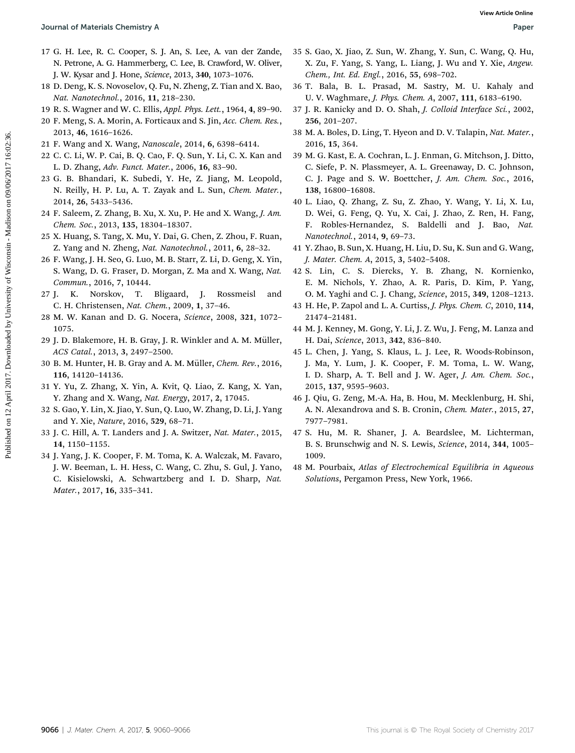17 G. H. Lee, R. C. Cooper, S. J. An, S. Lee, A. van der Zande, N. Petrone, A. G. Hammerberg, C. Lee, B. Crawford, W. Oliver, J. W. Kysar and J. Hone, *Science*, 2013, **340**, 1073–1076.

18 D. Deng, K. S. Novoselov, Q. Fu, N. Zheng, Z. Tian and X. Bao, *Nat. Nanotechnol.*, 2016, **11**, 218–230.

19 R. S. Wagner and W. C. Ellis, *Appl. Phys. Lett.*, 1964, **4**, 89–90.

20 F. Meng, S. A. Morin, A. Forticaux and S. Jin, *Acc. Chem. Res.*, 2013, **46**, 1616–1626.

21 F. Wang and X. Wang, *Nanoscale*, 2014, **6**, 6398–6414.

22 C. C. Li, W. P. Cai, B. Q. Cao, F. Q. Sun, Y. Li, C. X. Kan and L. D. Zhang, *Adv. Funct. Mater.*, 2006, **16**, 83–90.

23 G. B. Bhandari, K. Subedi, Y. He, Z. Jiang, M. Leopold, N. Reilly, H. P. Lu, A. T. Zayak and L. Sun, *Chem. Mater.*, 2014, **26**, 5433–5436.

24 F. Saleem, Z. Zhang, B. Xu, X. Xu, P. He and X. Wang, *J. Am. Chem. Soc.*, 2013, **135**, 18304–18307.

25 X. Huang, S. Tang, X. Mu, Y. Dai, G. Chen, Z. Zhou, F. Ruan, Z. Yang and N. Zheng, *Nat. Nanotechnol.*, 2011, **6**, 28–32.

26 F. Wang, J. H. Seo, G. Luo, M. B. Starr, Z. Li, D. Geng, X. Yin, S. Wang, D. G. Fraser, D. Morgan, Z. Ma and X. Wang, *Nat. Commun.*, 2016, **7**, 10444.

27 J. K. Norskov, T. Bligaard, J. Rossmeisl and C. H. Christensen, *Nat. Chem.*, 2009, **1**, 37–46.

28 M. W. Kanan and D. G. Nocera, *Science*, 2008, **321**, 1072–1075.

29 J. D. Blakemore, H. B. Gray, J. R. Winkler and A. M. Müller, *ACS Catal.*, 2013, **3**, 2497–2500.

30 B. M. Hunter, H. B. Gray and A. M. Müller, *Chem. Rev.*, 2016, **116**, 14120–14136.

31 Y. Yu, Z. Zhang, X. Yin, A. Kvit, Q. Liao, Z. Kang, X. Yan, Y. Zhang and X. Wang, *Nat. Energy*, 2017, **2**, 17045.

32 S. Gao, Y. Lin, X. Jiao, Y. Sun, Q. Luo, W. Zhang, D. Li, J. Yang and Y. Xie, *Nature*, 2016, **529**, 68–71.

33 J. C. Hill, A. T. Landers and J. A. Switzer, *Nat. Mater.*, 2015, **14**, 1150–1155.

34 J. Yang, J. K. Cooper, F. M. Toma, K. A. Walczak, M. Favaro, J. W. Beeman, L. H. Hess, C. Wang, C. Zhu, S. Gul, J. Yano, C. Kisielowski, A. Schwartzberg and I. D. Sharp, *Nat. Mater.*, 2017, **16**, 335–341.

35 S. Gao, X. Jiao, Z. Sun, W. Zhang, Y. Sun, C. Wang, Q. Hu, X. Zu, F. Yang, S. Yang, L. Liang, J. Wu and Y. Xie, *Angew. Chem., Int. Ed. Engl.*, 2016, **55**, 698–702.

36 T. Bala, B. L. Prasad, M. Sastry, M. U. Kahaly and U. V. Waghmare, *J. Phys. Chem. A*, 2007, **111**, 6183–6190.

37 J. R. Kanicky and D. O. Shah, *J. Colloid Interface Sci.*, 2002, **256**, 201–207.

38 M. A. Boles, D. Ling, T. Hyeon and D. V. Talapin, *Nat. Mater.*, 2016, **15**, 364.

39 M. G. Kast, E. A. Cochran, L. J. Enman, G. Mitchson, J. Ditto, C. Siefe, P. N. Plassmeyer, A. L. Greenaway, D. C. Johnson, C. J. Page and S. W. Boettcher, *J. Am. Chem. Soc.*, 2016, **138**, 16800–16808.

40 L. Liao, Q. Zhang, Z. Su, Z. Zhao, Y. Wang, Y. Li, X. Lu, D. Wei, G. Feng, Q. Yu, X. Cai, J. Zhao, Z. Ren, H. Fang, F. Robles-Hernandez, S. Baldelli and J. Bao, *Nat. Nanotechnol.*, 2014, **9**, 69–73.

41 Y. Zhao, B. Sun, X. Huang, H. Liu, D. Su, K. Sun and G. Wang, *J. Mater. Chem. A*, 2015, **3**, 5402–5408.

42 S. Lin, C. S. Diercks, Y. B. Zhang, N. Kornienko, E. M. Nichols, Y. Zhao, A. R. Paris, D. Kim, P. Yang, O. M. Yaghi and C. J. Chang, *Science*, 2015, **349**, 1208–1213.

43 H. He, P. Zapol and L. A. Curtiss, *J. Phys. Chem. C*, 2010, **114**, 21474–21481.

44 M. J. Kenney, M. Gong, Y. Li, J. Z. Wu, J. Feng, M. Lanza and H. Dai, *Science*, 2013, **342**, 836–840.

45 L. Chen, J. Yang, S. Klaus, L. J. Lee, R. Woods-Robinson, J. Ma, Y. Lum, J. K. Cooper, F. M. Toma, L. W. Wang, I. D. Sharp, A. T. Bell and J. W. Ager, *J. Am. Chem. Soc.*, 2015, **137**, 9595–9603.

46 J. Qiu, G. Zeng, M.-A. Ha, B. Hou, M. Mecklenburg, H. Shi, A. N. Alexandrova and S. B. Cronin, *Chem. Mater.*, 2015, **27**, 7977–7981.

47 S. Hu, M. R. Shaner, J. A. Beardslee, M. Lichterman, B. S. Brunschwig and N. S. Lewis, *Science*, 2014, **344**, 1005–1009.

48 M. Pourbaix, *Atlas of Electrochemical Equilibria in Aqueous Solutions*, Pergamon Press, New York, 1966.